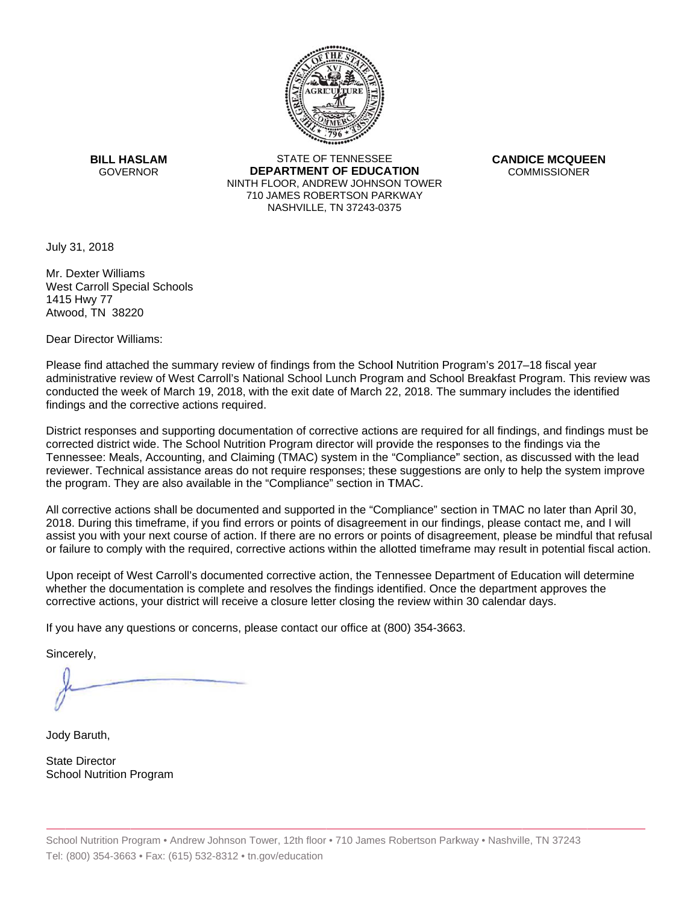**BILL HASLAM**
GOVERNOR

STATE OF TENNESSEE
**DEPARTMENT OF EDUCATION**
NINTH FLOOR, ANDREW JOHNSON TOWER
710 JAMES ROBERTSON PARKWAY
NASHVILLE, TN 37243-0375

**CANDICE MCQUEEN**
COMMISSIONER

July 31, 2018

Mr. Dexter Williams
West Carroll Special Schools
1415 Hwy 77
Atwood, TN 38220

Dear Director Williams:

Please find attached the summary review of findings from the School Nutrition Program's 2017–18 fiscal year administrative review of West Carroll's National School Lunch Program and School Breakfast Program. This review was conducted the week of March 19, 2018, with the exit date of March 22, 2018. The summary includes the identified findings and the corrective actions required.

District responses and supporting documentation of corrective actions are required for all findings, and findings must be corrected district wide. The School Nutrition Program director will provide the responses to the findings via the Tennessee: Meals, Accounting, and Claiming (TMAC) system in the "Compliance" section, as discussed with the lead reviewer. Technical assistance areas do not require responses; these suggestions are only to help the system improve the program. They are also available in the "Compliance" section in TMAC.

All corrective actions shall be documented and supported in the "Compliance" section in TMAC no later than April 30, 2018. During this timeframe, if you find errors or points of disagreement in our findings, please contact me, and I will assist you with your next course of action. If there are no errors or points of disagreement, please be mindful that refusal or failure to comply with the required, corrective actions within the allotted timeframe may result in potential fiscal action.

Upon receipt of West Carroll's documented corrective action, the Tennessee Department of Education will determine whether the documentation is complete and resolves the findings identified. Once the department approves the corrective actions, your district will receive a closure letter closing the review within 30 calendar days.

If you have any questions or concerns, please contact our office at (800) 354-3663.

Sincerely,

Jody Baruth,

State Director
School Nutrition Program

School Nutrition Program • Andrew Johnson Tower, 12th floor • 710 James Robertson Parkway • Nashville, TN 37243
Tel: (800) 354-3663 • Fax: (615) 532-8312 • tn.gov/education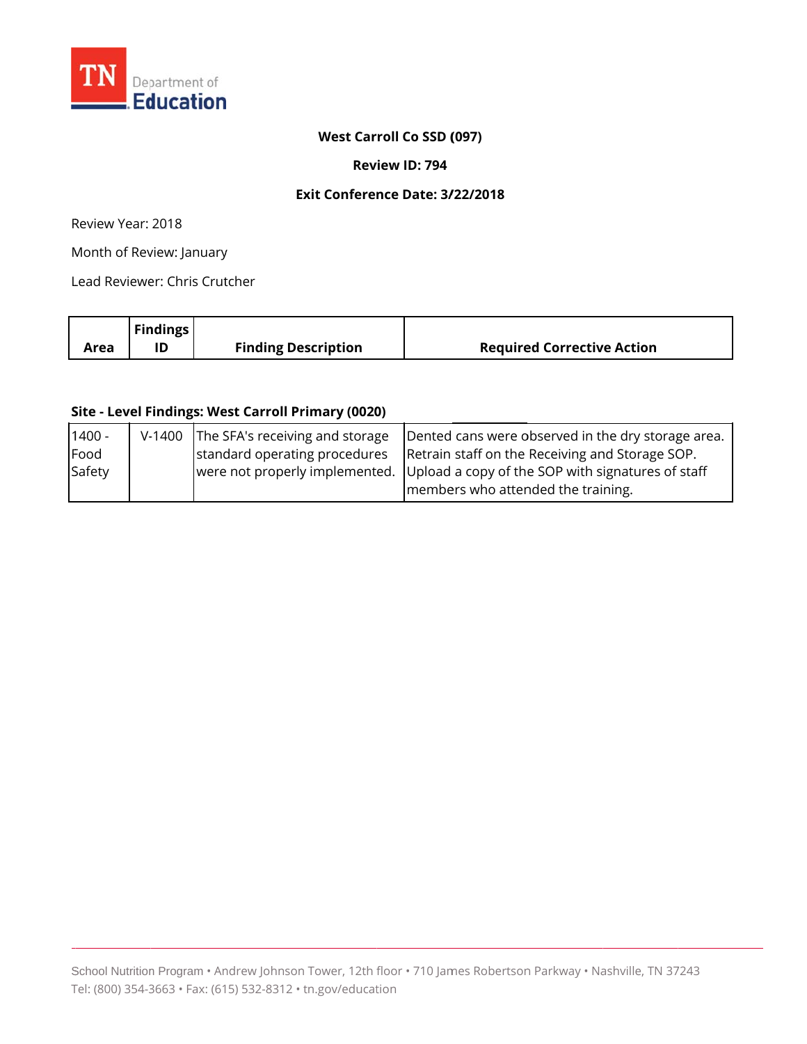TN Department of Education

**West Carroll Co SSD (097)**

**Review ID: 794**

**Exit Conference Date: 3/22/2018**

Review Year: 2018

Month of Review: January

Lead Reviewer: Chris Crutcher

| Area | Findings ID | Finding Description | Required Corrective Action |
|---|---|---|---|
| **Site - Level Findings: West Carroll Primary (0020)** | | | |
| 1400 - Food Safety | V-1400 | The SFA's receiving and storage standard operating procedures were not properly implemented. | Dented cans were observed in the dry storage area. Retrain staff on the Receiving and Storage SOP. Upload a copy of the SOP with signatures of staff members who attended the training. |

School Nutrition Program • Andrew Johnson Tower, 12th floor • 710 James Robertson Parkway • Nashville, TN 37243
Tel: (800) 354-3663 • Fax: (615) 532-8312 • tn.gov/education